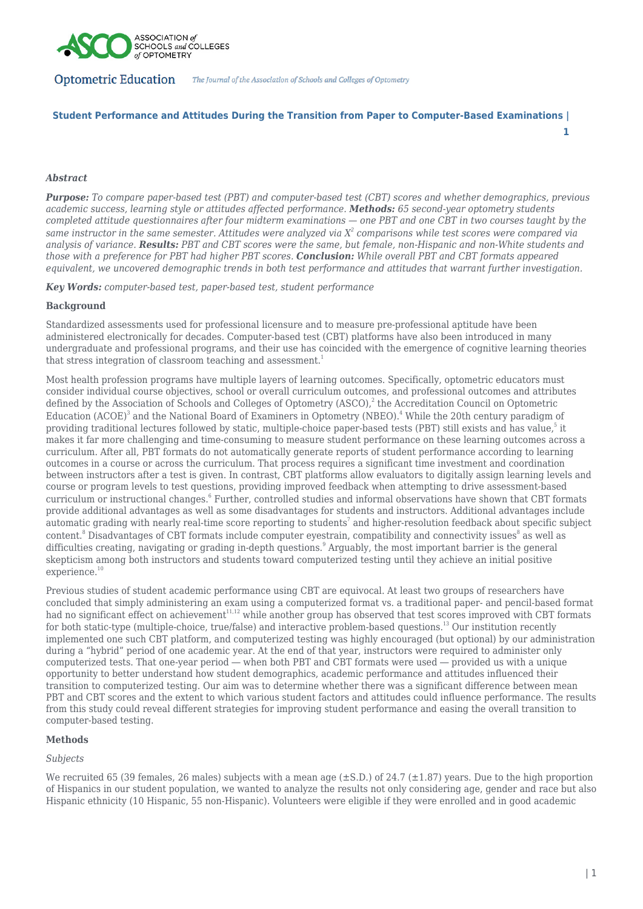# Student Performance and Attitudes During the Transition from Paper to Computer-Based Examinations

***Abstract***

***Purpose:*** *To compare paper-based test (PBT) and computer-based test (CBT) scores and whether demographics, previous academic success, learning style or attitudes affected performance.* ***Methods:*** *65 second-year optometry students completed attitude questionnaires after four midterm examinations — one PBT and one CBT in two courses taught by the same instructor in the same semester. Attitudes were analyzed via $X^2$ comparisons while test scores were compared via analysis of variance.* ***Results:*** *PBT and CBT scores were the same, but female, non-Hispanic and non-White students and those with a preference for PBT had higher PBT scores.* ***Conclusion:*** *While overall PBT and CBT formats appeared equivalent, we uncovered demographic trends in both test performance and attitudes that warrant further investigation.*

***Key Words:*** *computer-based test, paper-based test, student performance*

## Background

Standardized assessments used for professional licensure and to measure pre-professional aptitude have been administered electronically for decades. Computer-based test (CBT) platforms have also been introduced in many undergraduate and professional programs, and their use has coincided with the emergence of cognitive learning theories that stress integration of classroom teaching and assessment.[1]

Most health profession programs have multiple layers of learning outcomes. Specifically, optometric educators must consider individual course objectives, school or overall curriculum outcomes, and professional outcomes and attributes defined by the Association of Schools and Colleges of Optometry (ASCO),[2] the Accreditation Council on Optometric Education (ACOE)[3] and the National Board of Examiners in Optometry (NBEO).[4] While the 20th century paradigm of providing traditional lectures followed by static, multiple-choice paper-based tests (PBT) still exists and has value,[5] it makes it far more challenging and time-consuming to measure student performance on these learning outcomes across a curriculum. After all, PBT formats do not automatically generate reports of student performance according to learning outcomes in a course or across the curriculum. That process requires a significant time investment and coordination between instructors after a test is given. In contrast, CBT platforms allow evaluators to digitally assign learning levels and course or program levels to test questions, providing improved feedback when attempting to drive assessment-based curriculum or instructional changes.[6] Further, controlled studies and informal observations have shown that CBT formats provide additional advantages as well as some disadvantages for students and instructors. Additional advantages include automatic grading with nearly real-time score reporting to students[7] and higher-resolution feedback about specific subject content.[8] Disadvantages of CBT formats include computer eyestrain, compatibility and connectivity issues[8] as well as difficulties creating, navigating or grading in-depth questions.[9] Arguably, the most important barrier is the general skepticism among both instructors and students toward computerized testing until they achieve an initial positive experience.[10]

Previous studies of student academic performance using CBT are equivocal. At least two groups of researchers have concluded that simply administering an exam using a computerized format vs. a traditional paper- and pencil-based format had no significant effect on achievement[11,12] while another group has observed that test scores improved with CBT formats for both static-type (multiple-choice, true/false) and interactive problem-based questions.[13] Our institution recently implemented one such CBT platform, and computerized testing was highly encouraged (but optional) by our administration during a "hybrid" period of one academic year. At the end of that year, instructors were required to administer only computerized tests. That one-year period — when both PBT and CBT formats were used — provided us with a unique opportunity to better understand how student demographics, academic performance and attitudes influenced their transition to computerized testing. Our aim was to determine whether there was a significant difference between mean PBT and CBT scores and the extent to which various student factors and attitudes could influence performance. The results from this study could reveal different strategies for improving student performance and easing the overall transition to computer-based testing.

## Methods

*Subjects*

We recruited 65 (39 females, 26 males) subjects with a mean age (±S.D.) of 24.7 (±1.87) years. Due to the high proportion of Hispanics in our student population, we wanted to analyze the results not only considering age, gender and race but also Hispanic ethnicity (10 Hispanic, 55 non-Hispanic). Volunteers were eligible if they were enrolled and in good academic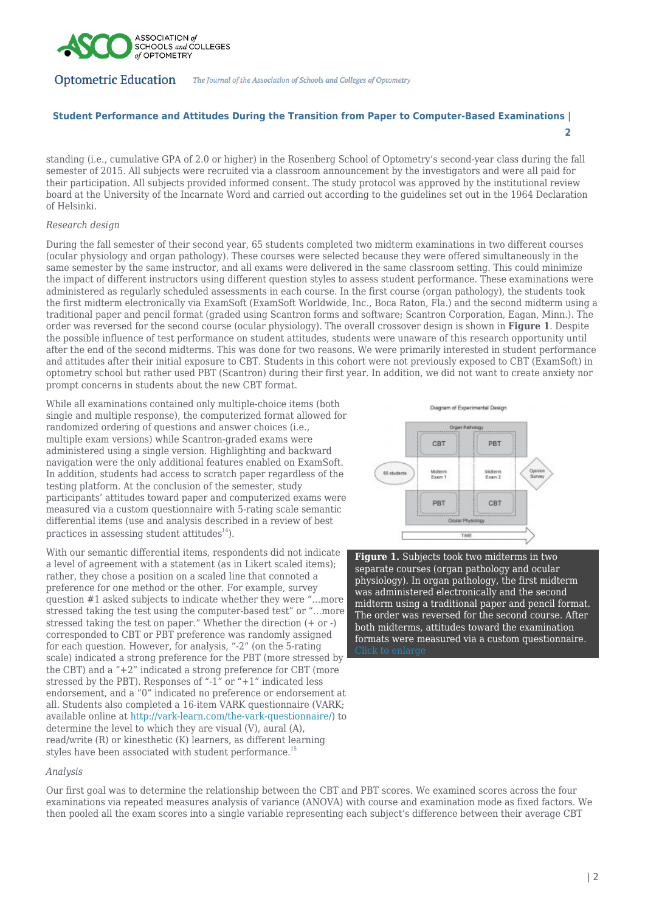standing (i.e., cumulative GPA of 2.0 or higher) in the Rosenberg School of Optometry's second-year class during the fall semester of 2015. All subjects were recruited via a classroom announcement by the investigators and were all paid for their participation. All subjects provided informed consent. The study protocol was approved by the institutional review board at the University of the Incarnate Word and carried out according to the guidelines set out in the 1964 Declaration of Helsinki.

*Research design*

During the fall semester of their second year, 65 students completed two midterm examinations in two different courses (ocular physiology and organ pathology). These courses were selected because they were offered simultaneously in the same semester by the same instructor, and all exams were delivered in the same classroom setting. This could minimize the impact of different instructors using different question styles to assess student performance. These examinations were administered as regularly scheduled assessments in each course. In the first course (organ pathology), the students took the first midterm electronically via ExamSoft (ExamSoft Worldwide, Inc., Boca Raton, Fla.) and the second midterm using a traditional paper and pencil format (graded using Scantron forms and software; Scantron Corporation, Eagan, Minn.). The order was reversed for the second course (ocular physiology). The overall crossover design is shown in **Figure 1**. Despite the possible influence of test performance on student attitudes, students were unaware of this research opportunity until after the end of the second midterms. This was done for two reasons. We were primarily interested in student performance and attitudes after their initial exposure to CBT. Students in this cohort were not previously exposed to CBT (ExamSoft) in optometry school but rather used PBT (Scantron) during their first year. In addition, we did not want to create anxiety nor prompt concerns in students about the new CBT format.

While all examinations contained only multiple-choice items (both single and multiple response), the computerized format allowed for randomized ordering of questions and answer choices (i.e., multiple exam versions) while Scantron-graded exams were administered using a single version. Highlighting and backward navigation were the only additional features enabled on ExamSoft. In addition, students had access to scratch paper regardless of the testing platform. At the conclusion of the semester, study participants' attitudes toward paper and computerized exams were measured via a custom questionnaire with 5-rating scale semantic differential items (use and analysis described in a review of best practices in assessing student attitudes[14]).

**Figure 1.** Subjects took two midterms in two separate courses (organ pathology and ocular physiology). In organ pathology, the first midterm was administered electronically and the second midterm using a traditional paper and pencil format. The order was reversed for the second course. After both midterms, attitudes toward the examination formats were measured via a custom questionnaire. Click to enlarge

With our semantic differential items, respondents did not indicate a level of agreement with a statement (as in Likert scaled items); rather, they chose a position on a scaled line that connoted a preference for one method or the other. For example, survey question #1 asked subjects to indicate whether they were "…more stressed taking the test using the computer-based test" or "…more stressed taking the test on paper." Whether the direction (+ or -) corresponded to CBT or PBT preference was randomly assigned for each question. However, for analysis, "-2" (on the 5-rating scale) indicated a strong preference for the PBT (more stressed by the CBT) and a "+2" indicated a strong preference for CBT (more stressed by the PBT). Responses of "-1" or "+1" indicated less endorsement, and a "0" indicated no preference or endorsement at all. Students also completed a 16-item VARK questionnaire (VARK; available online at http://vark-learn.com/the-vark-questionnaire/) to determine the level to which they are visual (V), aural (A), read/write (R) or kinesthetic (K) learners, as different learning styles have been associated with student performance.[15]

*Analysis*

Our first goal was to determine the relationship between the CBT and PBT scores. We examined scores across the four examinations via repeated measures analysis of variance (ANOVA) with course and examination mode as fixed factors. We then pooled all the exam scores into a single variable representing each subject's difference between their average CBT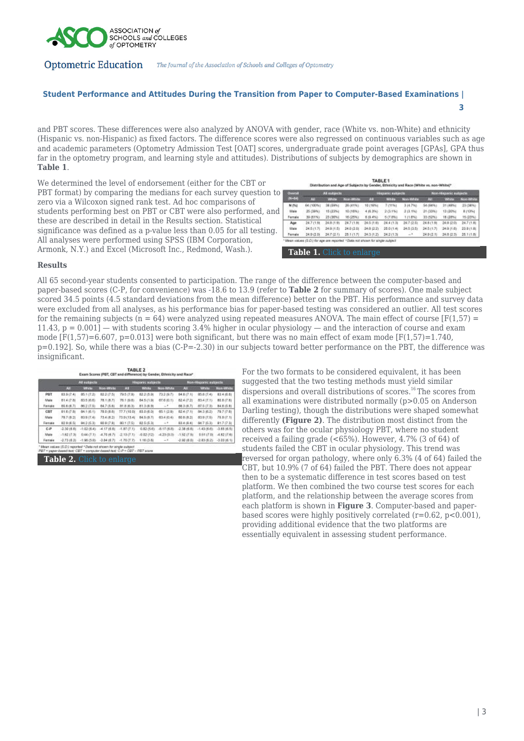and PBT scores. These differences were also analyzed by ANOVA with gender, race (White vs. non-White) and ethnicity (Hispanic vs. non-Hispanic) as fixed factors. The difference scores were also regressed on continuous variables such as age and academic parameters (Optometry Admission Test [OAT] scores, undergraduate grade point averages [GPAs], GPA thus far in the optometry program, and learning style and attitudes). Distributions of subjects by demographics are shown in **Table 1**.

We determined the level of endorsement (either for the CBT or PBT format) by comparing the medians for each survey question to zero via a Wilcoxon signed rank test. Ad hoc comparisons of students performing best on PBT or CBT were also performed, and these are described in detail in the Results section. Statistical significance was defined as a p-value less than 0.05 for all testing. All analyses were performed using SPSS (IBM Corporation, Armonk, N.Y.) and Excel (Microsoft Inc., Redmond, Wash.).

**TABLE 1**
**Distribution and Age of Subjects by Gender, Ethnicity and Race (White vs. non-White)***

| Overall (N=64) | All subjects | | | Hispanic subjects | | | Non-Hispanic subjects | | |
|---|---|---|---|---|---|---|---|---|---|
| | All | White | Non-White | All | White | Non-White | All | White | Non-White |
| **N (%)** | 64 (100%) | 38 (59%) | 26 (41%) | 10 (16%) | 7 (11%) | 3 (4.7%) | 54 (84%) | 31 (48%) | 23 (36%) |
| Male | 25 (39%) | 15 (23%) | 10 (16%) | 4 (6.3%) | 2 (3.1%) | 2 (3.1%) | 21 (33%) | 13 (20%) | 8 (13%) |
| Female | 39 (61%) | 23 (36%) | 16 (25%) | 6 (9.4%) | 5 (7.8%) | 1 (1.6%) | 33 (52%) | 18 (28%) | 15 (23%) |
| **Age** | 24.7 (1.9) | 24.8 (1.9) | 24.7 (1.9) | 24.5 (1.9) | 24.4 (1.3) | 24.7 (2.5) | 24.8 (1.9) | 24.8 (2.0) | 24.7 (1.8) |
| Male | 24.5 (1.7) | 24.9 (1.5) | 24.0 (2.0) | 24.8 (2.2) | 25.0 (1.4) | 24.5 (3.5) | 24.5 (1.7) | 24.9 (1.6) | 23.8 (1.8) |
| Female | 24.9 (2.0) | 24.7 (2.1) | 25.1 (1.7) | 24.3 (1.2) | 24.2 (1.3) | —+ | 24.9 (2.1) | 24.8 (2.3) | 25.1 (1.8) |

*Mean values (S.D.) for age are reported +Data not shown for single subject

**Table 1.** Click to enlarge

## Results

All 65 second-year students consented to participation. The range of the difference between the computer-based and paper-based scores (C-P, for convenience) was -18.6 to 13.9 (refer to **Table 2** for summary of scores). One male subject scored 34.5 points (4.5 standard deviations from the mean difference) better on the PBT. His performance and survey data were excluded from all analyses, as his performance bias for paper-based testing was considered an outlier. All test scores for the remaining subjects (n = 64) were analyzed using repeated measures ANOVA. The main effect of course [$F(1,57) = 11.43$, $p = 0.001$] — with students scoring 3.4% higher in ocular physiology — and the interaction of course and exam mode [$F(1,57)=6.607$, $p=0.013$] were both significant, but there was no main effect of exam mode [$F(1,57)=1.740$, $p=0.192$]. So, while there was a bias (C-P=-2.30) in our subjects toward better performance on the PBT, the difference was insignificant.

**TABLE 2**
**Exam Scores (PBT, CBT and difference) by Gender, Ethnicity and Race***

| | All subjects | | | Hispanic subjects | | | Non-Hispanic subjects | | |
|---|---|---|---|---|---|---|---|---|---|
| | All | White | Non-White | All | White | Non-White | All | White | Non-White |
| **PBT** | 83.9 (7.4) | 85.1 (7.2) | 82.2 (7.5) | 79.5 (7.9) | 82.2 (5.9) | 73.2 (9.7) | 84.8 (7.1) | 85.8 (7.4) | 83.4 (6.6) |
| Male | 81.4 (7.8) | 83.5 (6.6) | 78.1 (8.7) | 76.1 (9.8) | 84.5 (1.9) | 67.6 (0.1) | 82.4 (7.2) | 83.4 (7.1) | 80.8 (7.8) |
| Female | 85.6 (6.7) | 86.2 (7.5) | 84.7 (5.6) | 81.8 (6.3) | 81.3 (6.9) | —+ | 86.3 (6.7) | 87.5 (7.3) | 84.8 (5.8) |
| **CBT** | 81.6 (7.8) | 84.1 (6.1) | 78.0 (8.6) | 77.7 (10.0) | 83.0 (6.0) | 65.1 (2.9) | 82.4 (7.1) | 84.3 (6.2) | 79.7 (7.8) |
| Male | 79.7 (9.2) | 83.9 (7.4) | 73.4 (8.2) | 73.9 (13.4) | 84.5 (0.7) | 63.4 (0.4) | 80.8 (8.2) | 83.9 (7.5) | 75.9 (7.1) |
| Female | 82.9 (6.5) | 84.2 (5.3) | 80.9 (7.8) | 80.1 (7.5) | 82.5 (5.3) | —+ | 83.4 (6.4) | 84.7 (5.3) | 81.7 (7.3) |
| **C-P** | -2.30 (6.8) | -1.02 (6.4) | -4.17 (6.8) | -1.87 (7.1) | 0.82 (5.6) | -8.17 (6.8) | -2.38 (6.8) | -1.43 (6.6) | -3.65 (6.5) |
| Male | -1.62 (7.3) | 0.44 (7.1) | -4.76 (6.7) | -2.13 (7.1) | -0.02 (12) | -4.23 (0.3) | -1.52 (7.5) | 0.51 (7.5) | -4.82 (7.6) |
| Female | -2.73 (6.2) | -1.96 (5.8) | -3.84 (6.7) | -1.70 (7.7) | 1.16 (3.8) | —+ | -2.92 (6.0) | -2.83 (6.2) | -3.03 (6.1) |

*Mean values (S.D.) reported +Data not shown for single subject
PBT = paper-based test; CBT = computer-based test; C-P = CBT – PBT score

**Table 2.** Click to enlarge

For the two formats to be considered equivalent, it has been suggested that the two testing methods must yield similar dispersions and overall distributions of scores.[16] The scores from all examinations were distributed normally (p>0.05 on Anderson Darling testing), though the distributions were shaped somewhat differently **(Figure 2)**. The distribution most distinct from the others was for the ocular physiology PBT, where no student received a failing grade (<65%). However, 4.7% (3 of 64) of students failed the CBT in ocular physiology. This trend was reversed for organ pathology, where only 6.3% (4 of 64) failed the CBT, but 10.9% (7 of 64) failed the PBT. There does not appear then to be a systematic difference in test scores based on test platform. We then combined the two course test scores for each platform, and the relationship between the average scores from each platform is shown in **Figure 3**. Computer-based and paper-based scores were highly positively correlated ($r=0.62$, $p<0.001$), providing additional evidence that the two platforms are essentially equivalent in assessing student performance.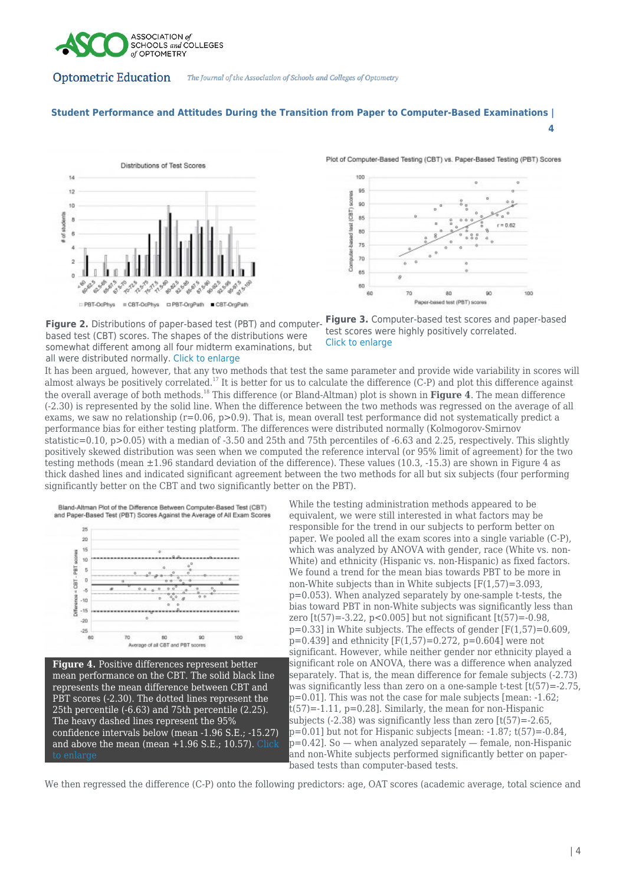**Figure 2.** Distributions of paper-based test (PBT) and computer-based test (CBT) scores. The shapes of the distributions were somewhat different among all four midterm examinations, but all were distributed normally. Click to enlarge

**Figure 3.** Computer-based test scores and paper-based test scores were highly positively correlated. Click to enlarge

It has been argued, however, that any two methods that test the same parameter and provide wide variability in scores will almost always be positively correlated.[17] It is better for us to calculate the difference (C-P) and plot this difference against the overall average of both methods.[18] This difference (or Bland-Altman) plot is shown in **Figure 4**. The mean difference (-2.30) is represented by the solid line. When the difference between the two methods was regressed on the average of all exams, we saw no relationship ($r=0.06$, $p>0.9$). That is, mean overall test performance did not systematically predict a performance bias for either testing platform. The differences were distributed normally (Kolmogorov-Smirnov statistic=0.10, $p>0.05$) with a median of -3.50 and 25th and 75th percentiles of -6.63 and 2.25, respectively. This slightly positively skewed distribution was seen when we computed the reference interval (or 95% limit of agreement) for the two testing methods (mean ±1.96 standard deviation of the difference). These values (10.3, -15.3) are shown in Figure 4 as thick dashed lines and indicated significant agreement between the two methods for all but six subjects (four performing significantly better on the CBT and two significantly better on the PBT).

**Figure 4.** Positive differences represent better mean performance on the CBT. The solid black line represents the mean difference between CBT and PBT scores (-2.30). The dotted lines represent the 25th percentile (-6.63) and 75th percentile (2.25). The heavy dashed lines represent the 95% confidence intervals below (mean -1.96 S.E.; -15.27) and above the mean (mean +1.96 S.E.; 10.57). Click to enlarge

While the testing administration methods appeared to be equivalent, we were still interested in what factors may be responsible for the trend in our subjects to perform better on paper. We pooled all the exam scores into a single variable (C-P), which was analyzed by ANOVA with gender, race (White vs. non-White) and ethnicity (Hispanic vs. non-Hispanic) as fixed factors. We found a trend for the mean bias towards PBT to be more in non-White subjects than in White subjects [$F(1,57)=3.093$, $p=0.053$). When analyzed separately by one-sample t-tests, the bias toward PBT in non-White subjects was significantly less than zero [$t(57)=-3.22$, $p<0.005$] but not significant [$t(57)=-0.98$, $p=0.33$] in White subjects. The effects of gender [$F(1,57)=0.609$, $p=0.439$] and ethnicity [$F(1,57)=0.272$, $p=0.604$] were not significant. However, while neither gender nor ethnicity played a significant role on ANOVA, there was a difference when analyzed separately. That is, the mean difference for female subjects (-2.73) was significantly less than zero on a one-sample t-test [$t(57)=-2.75$, $p=0.01$]. This was not the case for male subjects [mean: -1.62; $t(57)=-1.11$, $p=0.28$]. Similarly, the mean for non-Hispanic subjects (-2.38) was significantly less than zero [$t(57)=-2.65$, $p=0.01$] but not for Hispanic subjects [mean: -1.87; $t(57)=-0.84$, $p=0.42$]. So — when analyzed separately — female, non-Hispanic and non-White subjects performed significantly better on paper-based tests than computer-based tests.

We then regressed the difference (C-P) onto the following predictors: age, OAT scores (academic average, total science and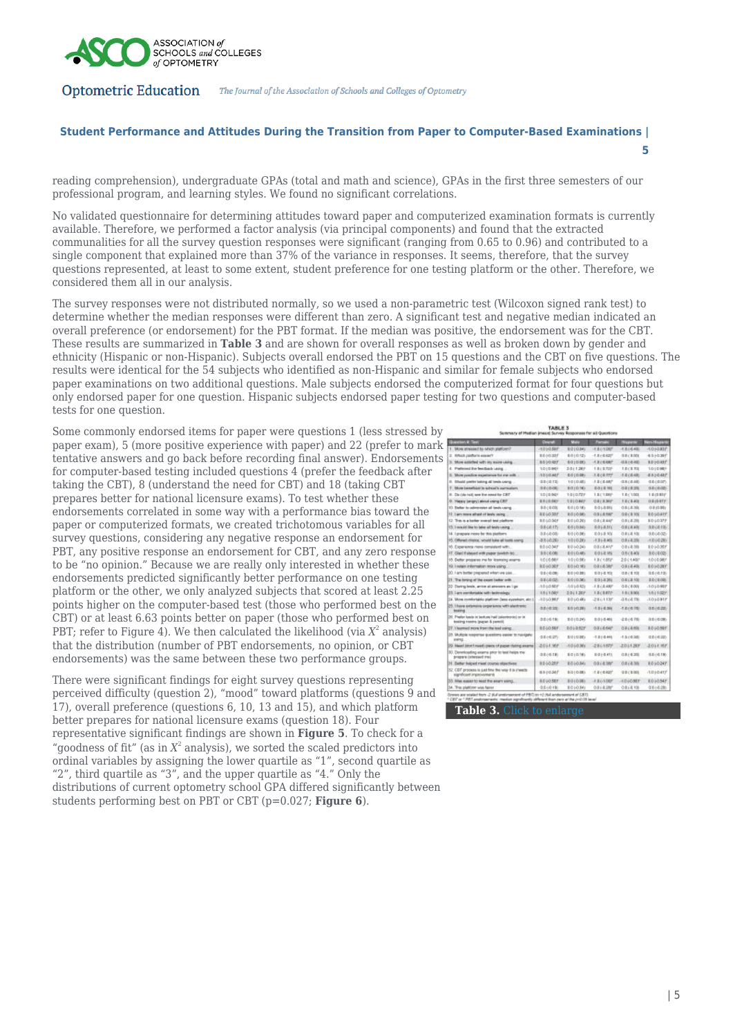reading comprehension), undergraduate GPAs (total and math and science), GPAs in the first three semesters of our professional program, and learning styles. We found no significant correlations.

No validated questionnaire for determining attitudes toward paper and computerized examination formats is currently available. Therefore, we performed a factor analysis (via principal components) and found that the extracted communalities for all the survey question responses were significant (ranging from 0.65 to 0.96) and contributed to a single component that explained more than 37% of the variance in responses. It seems, therefore, that the survey questions represented, at least to some extent, student preference for one testing platform or the other. Therefore, we considered them all in our analysis.

The survey responses were not distributed normally, so we used a non-parametric test (Wilcoxon signed rank test) to determine whether the median responses were different than zero. A significant test and negative median indicated an overall preference (or endorsement) for the PBT format. If the median was positive, the endorsement was for the CBT. These results are summarized in **Table 3** and are shown for overall responses as well as broken down by gender and ethnicity (Hispanic or non-Hispanic). Subjects overall endorsed the PBT on 15 questions and the CBT on five questions. The results were identical for the 54 subjects who identified as non-Hispanic and similar for female subjects who endorsed paper examinations on two additional questions. Male subjects endorsed the computerized format for four questions but only endorsed paper for one question. Hispanic subjects endorsed paper testing for two questions and computer-based tests for one question.

Some commonly endorsed items for paper were questions 1 (less stressed by paper exam), 5 (more positive experience with paper) and 22 (prefer to mark tentative answers and go back before recording final answer). Endorsements for computer-based testing included questions 4 (prefer the feedback after taking the CBT), 8 (understand the need for CBT) and 18 (taking CBT prepares better for national licensure exams). To test whether these endorsements correlated in some way with a performance bias toward the paper or computerized formats, we created trichotomous variables for all survey questions, considering any negative response an endorsement for PBT, any positive response an endorsement for CBT, and any zero response to be "no opinion." Because we are really only interested in whether these endorsements predicted significantly better performance on one testing platform or the other, we only analyzed subjects that scored at least 2.25 points higher on the computer-based test (those who performed best on the CBT) or at least 6.63 points better on paper (those who performed best on PBT; refer to Figure 4). We then calculated the likelihood (via $X^2$ analysis) that the distribution (number of PBT endorsements, no opinion, or CBT endorsements) was the same between these two performance groups.

There were significant findings for eight survey questions representing perceived difficulty (question 2), "mood" toward platforms (questions 9 and 17), overall preference (questions 6, 10, 13 and 15), and which platform better prepares for national licensure exams (question 18). Four representative significant findings are shown in **Figure 5**. To check for a "goodness of fit" (as in $X^2$ analysis), we sorted the scaled predictors into ordinal variables by assigning the lower quartile as "1", second quartile as "2", third quartile as "3", and the upper quartile as "4." Only the distributions of current optometry school GPA differed significantly between students performing best on PBT or CBT (p=0.027; **Figure 6**).

**Table 3.** Click to enlarge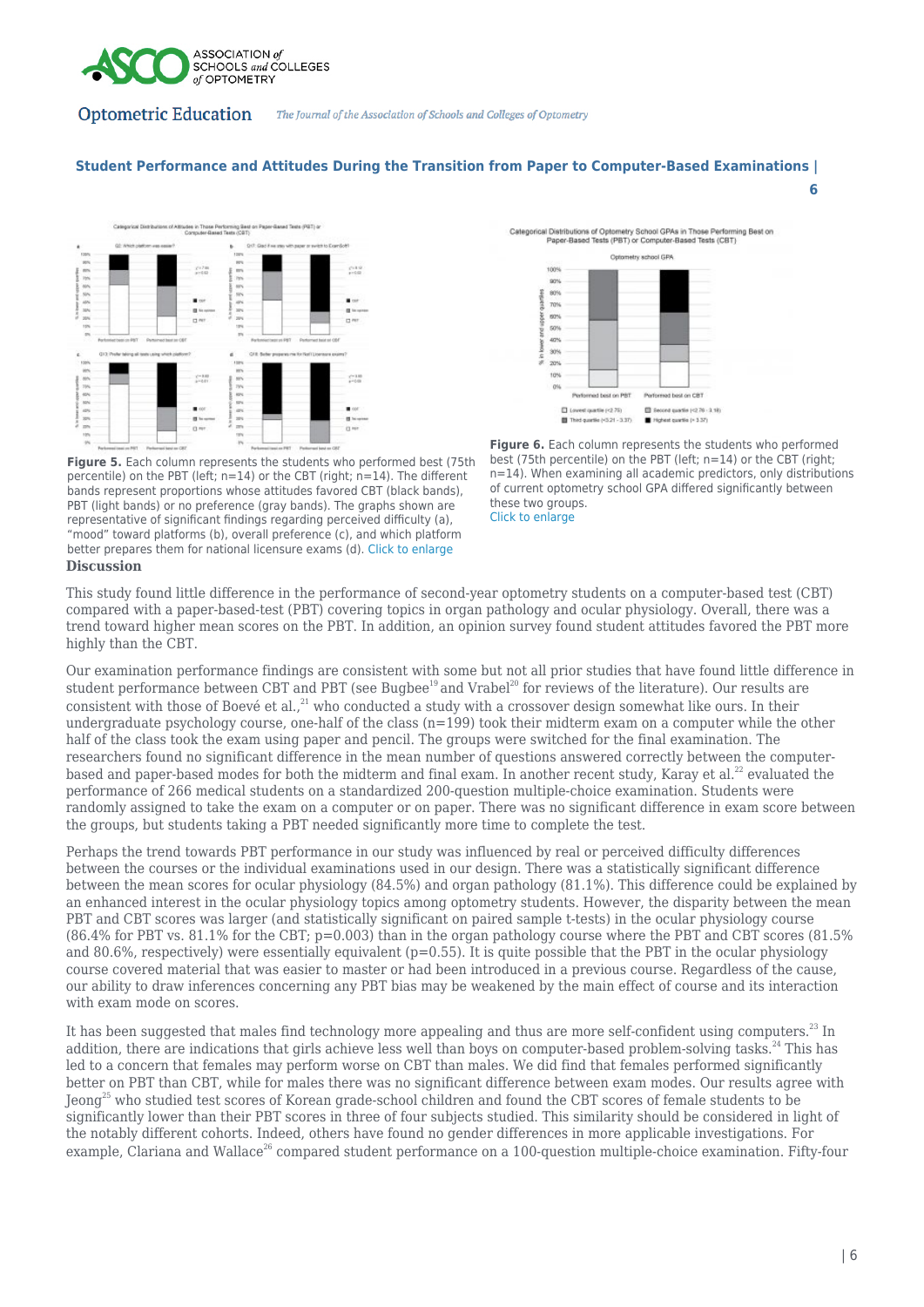Figure 5. Each column represents the students who performed best (75th percentile) on the PBT (left; n=14) or the CBT (right; n=14). The different bands represent proportions whose attitudes favored CBT (black bands), PBT (light bands) or no preference (gray bands). The graphs shown are representative of significant findings regarding perceived difficulty (a), "mood" toward platforms (b), overall preference (c), and which platform better prepares them for national licensure exams (d). Click to enlarge

Figure 6. Each column represents the students who performed best (75th percentile) on the PBT (left; n=14) or the CBT (right; n=14). When examining all academic predictors, only distributions of current optometry school GPA differed significantly between these two groups.
Click to enlarge

## Discussion

This study found little difference in the performance of second-year optometry students on a computer-based test (CBT) compared with a paper-based-test (PBT) covering topics in organ pathology and ocular physiology. Overall, there was a trend toward higher mean scores on the PBT. In addition, an opinion survey found student attitudes favored the PBT more highly than the CBT.

Our examination performance findings are consistent with some but not all prior studies that have found little difference in student performance between CBT and PBT (see Bugbee[19] and Vrabel[20] for reviews of the literature). Our results are consistent with those of Boevé et al.,[21] who conducted a study with a crossover design somewhat like ours. In their undergraduate psychology course, one-half of the class (n=199) took their midterm exam on a computer while the other half of the class took the exam using paper and pencil. The groups were switched for the final examination. The researchers found no significant difference in the mean number of questions answered correctly between the computer-based and paper-based modes for both the midterm and final exam. In another recent study, Karay et al.[22] evaluated the performance of 266 medical students on a standardized 200-question multiple-choice examination. Students were randomly assigned to take the exam on a computer or on paper. There was no significant difference in exam score between the groups, but students taking a PBT needed significantly more time to complete the test.

Perhaps the trend towards PBT performance in our study was influenced by real or perceived difficulty differences between the courses or the individual examinations used in our design. There was a statistically significant difference between the mean scores for ocular physiology (84.5%) and organ pathology (81.1%). This difference could be explained by an enhanced interest in the ocular physiology topics among optometry students. However, the disparity between the mean PBT and CBT scores was larger (and statistically significant on paired sample t-tests) in the ocular physiology course (86.4% for PBT vs. 81.1% for the CBT; p=0.003) than in the organ pathology course where the PBT and CBT scores (81.5% and 80.6%, respectively) were essentially equivalent (p=0.55). It is quite possible that the PBT in the ocular physiology course covered material that was easier to master or had been introduced in a previous course. Regardless of the cause, our ability to draw inferences concerning any PBT bias may be weakened by the main effect of course and its interaction with exam mode on scores.

It has been suggested that males find technology more appealing and thus are more self-confident using computers.[23] In addition, there are indications that girls achieve less well than boys on computer-based problem-solving tasks.[24] This has led to a concern that females may perform worse on CBT than males. We did find that females performed significantly better on PBT than CBT, while for males there was no significant difference between exam modes. Our results agree with Jeong[25] who studied test scores of Korean grade-school children and found the CBT scores of female students to be significantly lower than their PBT scores in three of four subjects studied. This similarity should be considered in light of the notably different cohorts. Indeed, others have found no gender differences in more applicable investigations. For example, Clariana and Wallace[26] compared student performance on a 100-question multiple-choice examination. Fifty-four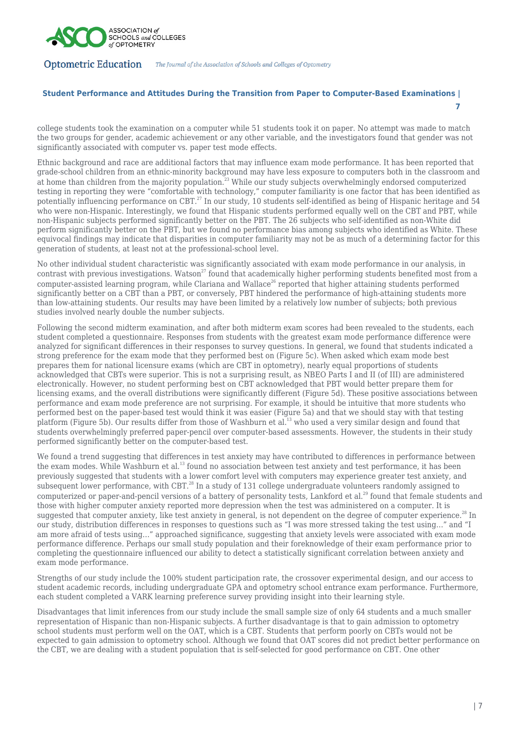college students took the examination on a computer while 51 students took it on paper. No attempt was made to match the two groups for gender, academic achievement or any other variable, and the investigators found that gender was not significantly associated with computer vs. paper test mode effects.

Ethnic background and race are additional factors that may influence exam mode performance. It has been reported that grade-school children from an ethnic-minority background may have less exposure to computers both in the classroom and at home than children from the majority population.[23] While our study subjects overwhelmingly endorsed computerized testing in reporting they were "comfortable with technology," computer familiarity is one factor that has been identified as potentially influencing performance on CBT.[27] In our study, 10 students self-identified as being of Hispanic heritage and 54 who were non-Hispanic. Interestingly, we found that Hispanic students performed equally well on the CBT and PBT, while non-Hispanic subjects performed significantly better on the PBT. The 26 subjects who self-identified as non-White did perform significantly better on the PBT, but we found no performance bias among subjects who identified as White. These equivocal findings may indicate that disparities in computer familiarity may not be as much of a determining factor for this generation of students, at least not at the professional-school level.

No other individual student characteristic was significantly associated with exam mode performance in our analysis, in contrast with previous investigations. Watson[27] found that academically higher performing students benefited most from a computer-assisted learning program, while Clariana and Wallace[26] reported that higher attaining students performed significantly better on a CBT than a PBT, or conversely, PBT hindered the performance of high-attaining students more than low-attaining students. Our results may have been limited by a relatively low number of subjects; both previous studies involved nearly double the number subjects.

Following the second midterm examination, and after both midterm exam scores had been revealed to the students, each student completed a questionnaire. Responses from students with the greatest exam mode performance difference were analyzed for significant differences in their responses to survey questions. In general, we found that students indicated a strong preference for the exam mode that they performed best on (Figure 5c). When asked which exam mode best prepares them for national licensure exams (which are CBT in optometry), nearly equal proportions of students acknowledged that CBTs were superior. This is not a surprising result, as NBEO Parts I and II (of III) are administered electronically. However, no student performing best on CBT acknowledged that PBT would better prepare them for licensing exams, and the overall distributions were significantly different (Figure 5d). These positive associations between performance and exam mode preference are not surprising. For example, it should be intuitive that more students who performed best on the paper-based test would think it was easier (Figure 5a) and that we should stay with that testing platform (Figure 5b). Our results differ from those of Washburn et al.[13] who used a very similar design and found that students overwhelmingly preferred paper-pencil over computer-based assessments. However, the students in their study performed significantly better on the computer-based test.

We found a trend suggesting that differences in test anxiety may have contributed to differences in performance between the exam modes. While Washburn et al.[13] found no association between test anxiety and test performance, it has been previously suggested that students with a lower comfort level with computers may experience greater test anxiety, and subsequent lower performance, with CBT.[28] In a study of 131 college undergraduate volunteers randomly assigned to computerized or paper-and-pencil versions of a battery of personality tests, Lankford et al.[29] found that female students and those with higher computer anxiety reported more depression when the test was administered on a computer. It is suggested that computer anxiety, like test anxiety in general, is not dependent on the degree of computer experience.[28] In our study, distribution differences in responses to questions such as "I was more stressed taking the test using…" and "I am more afraid of tests using…" approached significance, suggesting that anxiety levels were associated with exam mode performance difference. Perhaps our small study population and their foreknowledge of their exam performance prior to completing the questionnaire influenced our ability to detect a statistically significant correlation between anxiety and exam mode performance.

Strengths of our study include the 100% student participation rate, the crossover experimental design, and our access to student academic records, including undergraduate GPA and optometry school entrance exam performance. Furthermore, each student completed a VARK learning preference survey providing insight into their learning style.

Disadvantages that limit inferences from our study include the small sample size of only 64 students and a much smaller representation of Hispanic than non-Hispanic subjects. A further disadvantage is that to gain admission to optometry school students must perform well on the OAT, which is a CBT. Students that perform poorly on CBTs would not be expected to gain admission to optometry school. Although we found that OAT scores did not predict better performance on the CBT, we are dealing with a student population that is self-selected for good performance on CBT. One other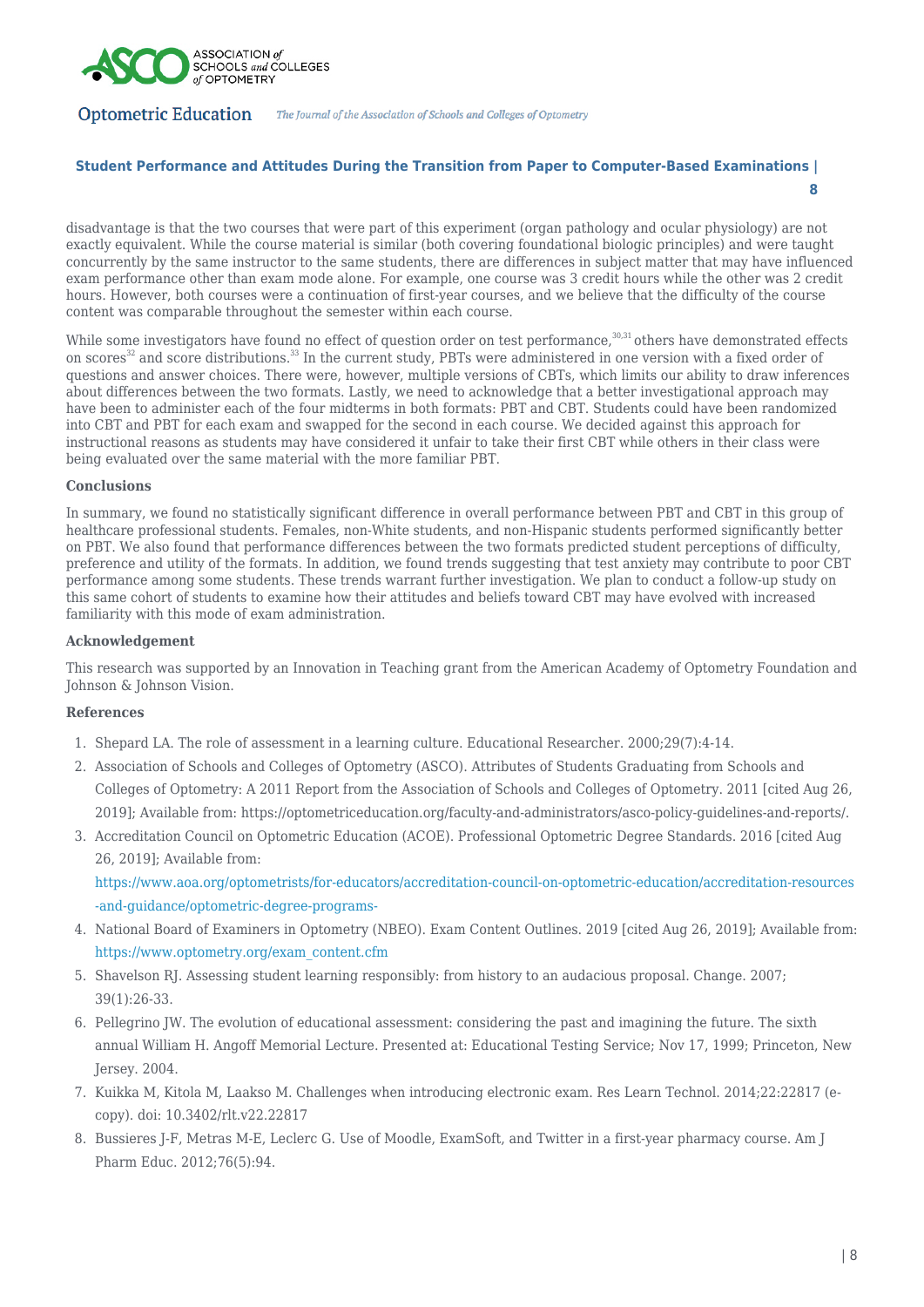disadvantage is that the two courses that were part of this experiment (organ pathology and ocular physiology) are not exactly equivalent. While the course material is similar (both covering foundational biologic principles) and were taught concurrently by the same instructor to the same students, there are differences in subject matter that may have influenced exam performance other than exam mode alone. For example, one course was 3 credit hours while the other was 2 credit hours. However, both courses were a continuation of first-year courses, and we believe that the difficulty of the course content was comparable throughout the semester within each course.

While some investigators have found no effect of question order on test performance,[30,31] others have demonstrated effects on scores[32] and score distributions.[33] In the current study, PBTs were administered in one version with a fixed order of questions and answer choices. There were, however, multiple versions of CBTs, which limits our ability to draw inferences about differences between the two formats. Lastly, we need to acknowledge that a better investigational approach may have been to administer each of the four midterms in both formats: PBT and CBT. Students could have been randomized into CBT and PBT for each exam and swapped for the second in each course. We decided against this approach for instructional reasons as students may have considered it unfair to take their first CBT while others in their class were being evaluated over the same material with the more familiar PBT.

### Conclusions

In summary, we found no statistically significant difference in overall performance between PBT and CBT in this group of healthcare professional students. Females, non-White students, and non-Hispanic students performed significantly better on PBT. We also found that performance differences between the two formats predicted student perceptions of difficulty, preference and utility of the formats. In addition, we found trends suggesting that test anxiety may contribute to poor CBT performance among some students. These trends warrant further investigation. We plan to conduct a follow-up study on this same cohort of students to examine how their attitudes and beliefs toward CBT may have evolved with increased familiarity with this mode of exam administration.

### Acknowledgement

This research was supported by an Innovation in Teaching grant from the American Academy of Optometry Foundation and Johnson & Johnson Vision.

### References

1. Shepard LA. The role of assessment in a learning culture. Educational Researcher. 2000;29(7):4-14.
2. Association of Schools and Colleges of Optometry (ASCO). Attributes of Students Graduating from Schools and Colleges of Optometry: A 2011 Report from the Association of Schools and Colleges of Optometry. 2011 [cited Aug 26, 2019]; Available from: https://optometriceducation.org/faculty-and-administrators/asco-policy-guidelines-and-reports/.
3. Accreditation Council on Optometric Education (ACOE). Professional Optometric Degree Standards. 2016 [cited Aug 26, 2019]; Available from: https://www.aoa.org/optometrists/for-educators/accreditation-council-on-optometric-education/accreditation-resources-and-guidance/optometric-degree-programs-
4. National Board of Examiners in Optometry (NBEO). Exam Content Outlines. 2019 [cited Aug 26, 2019]; Available from: https://www.optometry.org/exam_content.cfm
5. Shavelson RJ. Assessing student learning responsibly: from history to an audacious proposal. Change. 2007; 39(1):26-33.
6. Pellegrino JW. The evolution of educational assessment: considering the past and imagining the future. The sixth annual William H. Angoff Memorial Lecture. Presented at: Educational Testing Service; Nov 17, 1999; Princeton, New Jersey. 2004.
7. Kuikka M, Kitola M, Laakso M. Challenges when introducing electronic exam. Res Learn Technol. 2014;22:22817 (e-copy). doi: 10.3402/rlt.v22.22817
8. Bussieres J-F, Metras M-E, Leclerc G. Use of Moodle, ExamSoft, and Twitter in a first-year pharmacy course. Am J Pharm Educ. 2012;76(5):94.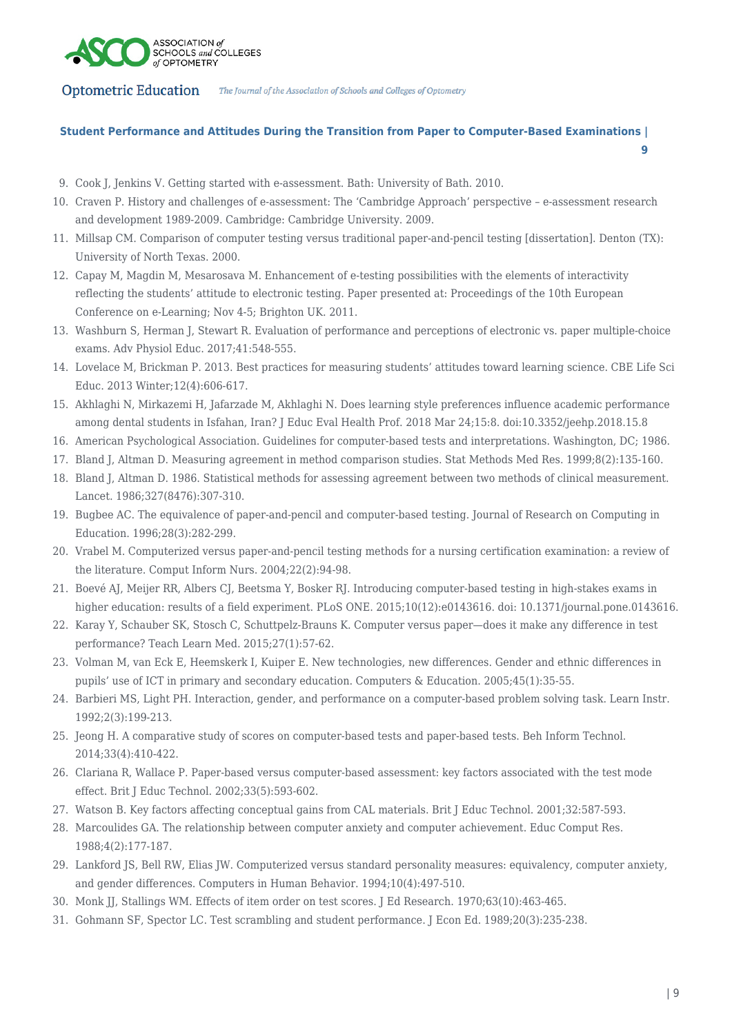9. Cook J, Jenkins V. Getting started with e-assessment. Bath: University of Bath. 2010.
10. Craven P. History and challenges of e-assessment: The 'Cambridge Approach' perspective – e-assessment research and development 1989-2009. Cambridge: Cambridge University. 2009.
11. Millsap CM. Comparison of computer testing versus traditional paper-and-pencil testing [dissertation]. Denton (TX): University of North Texas. 2000.
12. Capay M, Magdin M, Mesarosava M. Enhancement of e-testing possibilities with the elements of interactivity reflecting the students' attitude to electronic testing. Paper presented at: Proceedings of the 10th European Conference on e-Learning; Nov 4-5; Brighton UK. 2011.
13. Washburn S, Herman J, Stewart R. Evaluation of performance and perceptions of electronic vs. paper multiple-choice exams. Adv Physiol Educ. 2017;41:548-555.
14. Lovelace M, Brickman P. 2013. Best practices for measuring students' attitudes toward learning science. CBE Life Sci Educ. 2013 Winter;12(4):606-617.
15. Akhlaghi N, Mirkazemi H, Jafarzade M, Akhlaghi N. Does learning style preferences influence academic performance among dental students in Isfahan, Iran? J Educ Eval Health Prof. 2018 Mar 24;15:8. doi:10.3352/jeehp.2018.15.8
16. American Psychological Association. Guidelines for computer-based tests and interpretations. Washington, DC; 1986.
17. Bland J, Altman D. Measuring agreement in method comparison studies. Stat Methods Med Res. 1999;8(2):135-160.
18. Bland J, Altman D. 1986. Statistical methods for assessing agreement between two methods of clinical measurement. Lancet. 1986;327(8476):307-310.
19. Bugbee AC. The equivalence of paper-and-pencil and computer-based testing. Journal of Research on Computing in Education. 1996;28(3):282-299.
20. Vrabel M. Computerized versus paper-and-pencil testing methods for a nursing certification examination: a review of the literature. Comput Inform Nurs. 2004;22(2):94-98.
21. Boevé AJ, Meijer RR, Albers CJ, Beetsma Y, Bosker RJ. Introducing computer-based testing in high-stakes exams in higher education: results of a field experiment. PLoS ONE. 2015;10(12):e0143616. doi: 10.1371/journal.pone.0143616.
22. Karay Y, Schauber SK, Stosch C, Schuttpelz-Brauns K. Computer versus paper—does it make any difference in test performance? Teach Learn Med. 2015;27(1):57-62.
23. Volman M, van Eck E, Heemskerk I, Kuiper E. New technologies, new differences. Gender and ethnic differences in pupils' use of ICT in primary and secondary education. Computers & Education. 2005;45(1):35-55.
24. Barbieri MS, Light PH. Interaction, gender, and performance on a computer-based problem solving task. Learn Instr. 1992;2(3):199-213.
25. Jeong H. A comparative study of scores on computer-based tests and paper-based tests. Beh Inform Technol. 2014;33(4):410-422.
26. Clariana R, Wallace P. Paper-based versus computer-based assessment: key factors associated with the test mode effect. Brit J Educ Technol. 2002;33(5):593-602.
27. Watson B. Key factors affecting conceptual gains from CAL materials. Brit J Educ Technol. 2001;32:587-593.
28. Marcoulides GA. The relationship between computer anxiety and computer achievement. Educ Comput Res. 1988;4(2):177-187.
29. Lankford JS, Bell RW, Elias JW. Computerized versus standard personality measures: equivalency, computer anxiety, and gender differences. Computers in Human Behavior. 1994;10(4):497-510.
30. Monk JJ, Stallings WM. Effects of item order on test scores. J Ed Research. 1970;63(10):463-465.
31. Gohmann SF, Spector LC. Test scrambling and student performance. J Econ Ed. 1989;20(3):235-238.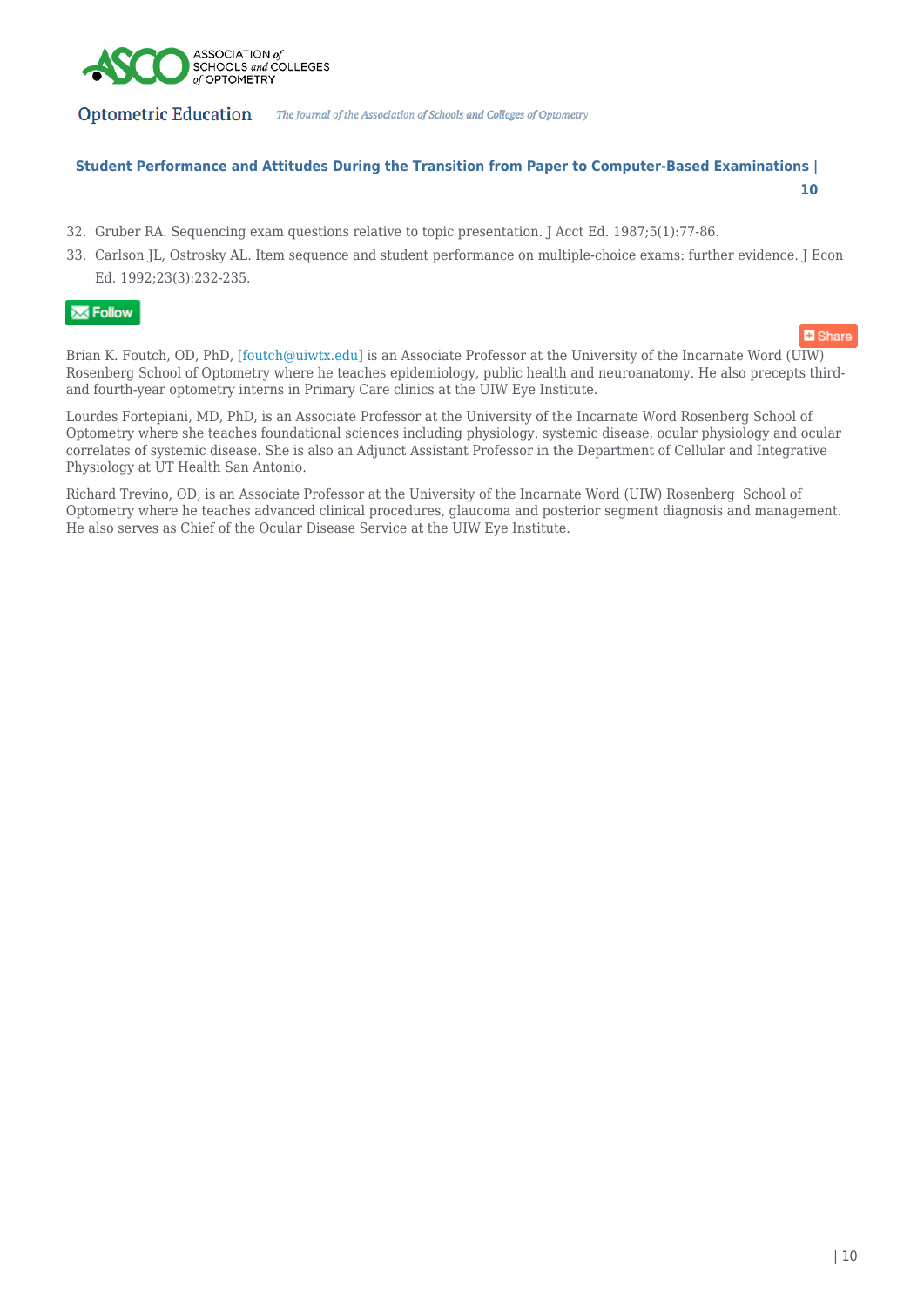32. Gruber RA. Sequencing exam questions relative to topic presentation. J Acct Ed. 1987;5(1):77-86.
33. Carlson JL, Ostrosky AL. Item sequence and student performance on multiple-choice exams: further evidence. J Econ Ed. 1992;23(3):232-235.

Brian K. Foutch, OD, PhD, [foutch@uiwtx.edu] is an Associate Professor at the University of the Incarnate Word (UIW) Rosenberg School of Optometry where he teaches epidemiology, public health and neuroanatomy. He also precepts third- and fourth-year optometry interns in Primary Care clinics at the UIW Eye Institute.

Lourdes Fortepiani, MD, PhD, is an Associate Professor at the University of the Incarnate Word Rosenberg School of Optometry where she teaches foundational sciences including physiology, systemic disease, ocular physiology and ocular correlates of systemic disease. She is also an Adjunct Assistant Professor in the Department of Cellular and Integrative Physiology at UT Health San Antonio.

Richard Trevino, OD, is an Associate Professor at the University of the Incarnate Word (UIW) Rosenberg School of Optometry where he teaches advanced clinical procedures, glaucoma and posterior segment diagnosis and management. He also serves as Chief of the Ocular Disease Service at the UIW Eye Institute.